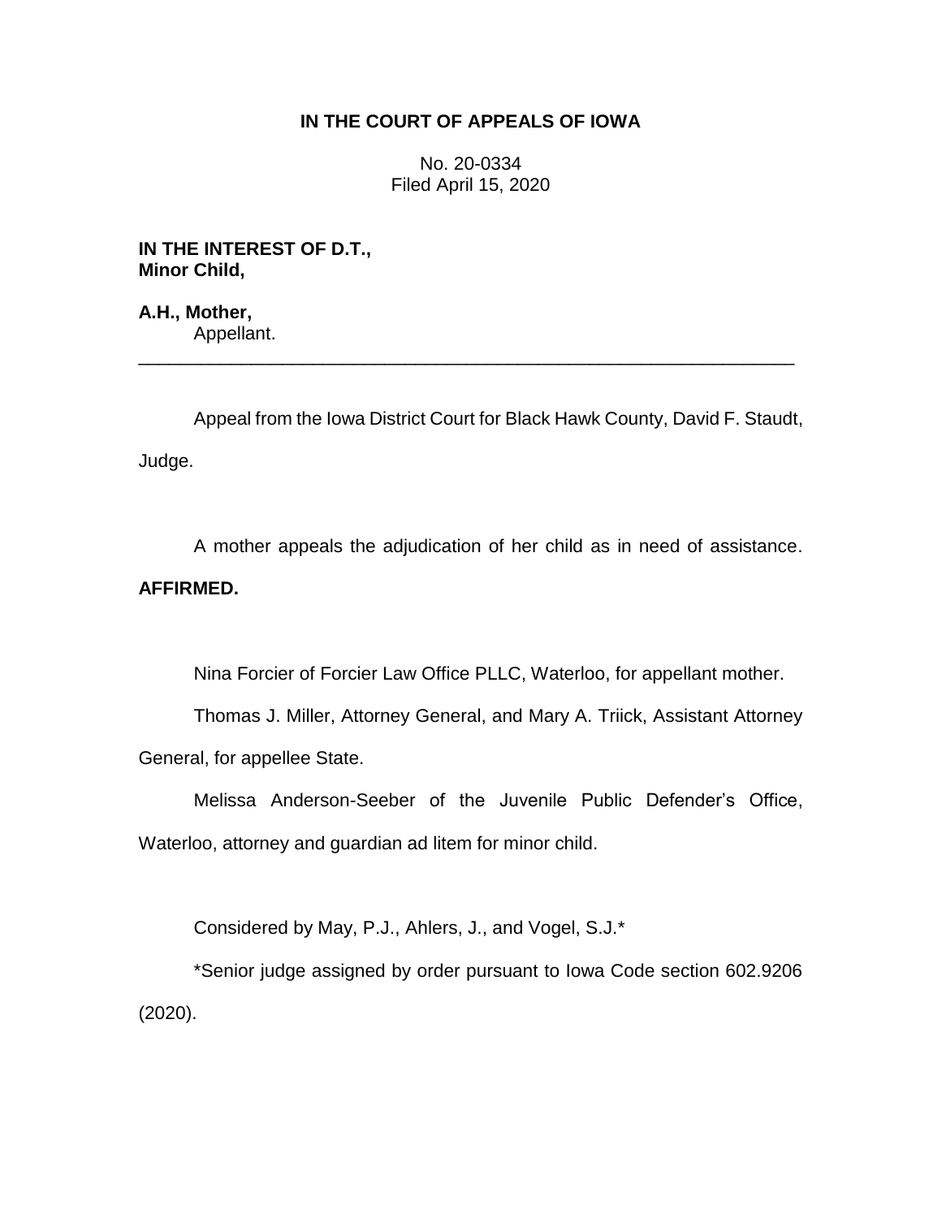**IN THE COURT OF APPEALS OF IOWA**

No. 20-0334
Filed April 15, 2020

**IN THE INTEREST OF D.T.,**
**Minor Child,**

**A.H., Mother,**
Appellant.

---

Appeal from the Iowa District Court for Black Hawk County, David F. Staudt, Judge.

A mother appeals the adjudication of her child as in need of assistance. **AFFIRMED.**

Nina Forcier of Forcier Law Office PLLC, Waterloo, for appellant mother.

Thomas J. Miller, Attorney General, and Mary A. Triick, Assistant Attorney General, for appellee State.

Melissa Anderson-Seeber of the Juvenile Public Defender's Office, Waterloo, attorney and guardian ad litem for minor child.

Considered by May, P.J., Ahlers, J., and Vogel, S.J.*

*Senior judge assigned by order pursuant to Iowa Code section 602.9206 (2020).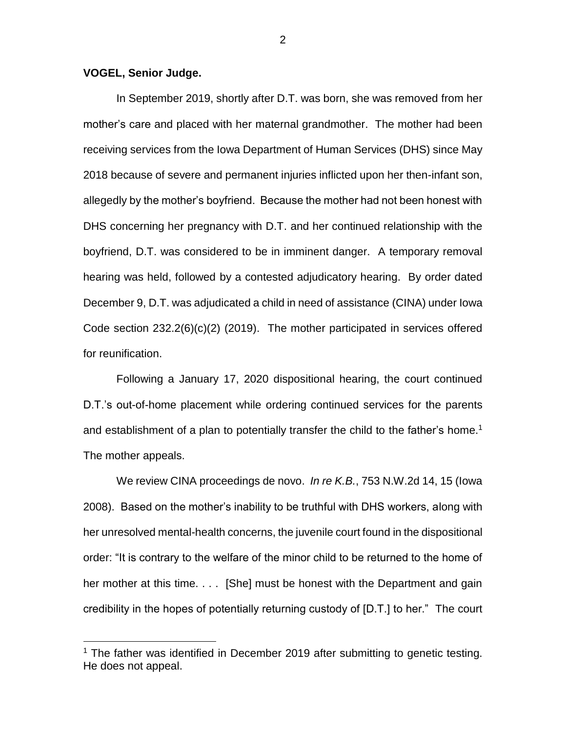**VOGEL, Senior Judge.**

In September 2019, shortly after D.T. was born, she was removed from her mother's care and placed with her maternal grandmother. The mother had been receiving services from the Iowa Department of Human Services (DHS) since May 2018 because of severe and permanent injuries inflicted upon her then-infant son, allegedly by the mother's boyfriend. Because the mother had not been honest with DHS concerning her pregnancy with D.T. and her continued relationship with the boyfriend, D.T. was considered to be in imminent danger. A temporary removal hearing was held, followed by a contested adjudicatory hearing. By order dated December 9, D.T. was adjudicated a child in need of assistance (CINA) under Iowa Code section 232.2(6)(c)(2) (2019). The mother participated in services offered for reunification.

Following a January 17, 2020 dispositional hearing, the court continued D.T.'s out-of-home placement while ordering continued services for the parents and establishment of a plan to potentially transfer the child to the father's home.[1] The mother appeals.

We review CINA proceedings de novo. *In re K.B.*, 753 N.W.2d 14, 15 (Iowa 2008). Based on the mother's inability to be truthful with DHS workers, along with her unresolved mental-health concerns, the juvenile court found in the dispositional order: "It is contrary to the welfare of the minor child to be returned to the home of her mother at this time. . . . [She] must be honest with the Department and gain credibility in the hopes of potentially returning custody of [D.T.] to her." The court

---

[1] The father was identified in December 2019 after submitting to genetic testing. He does not appeal.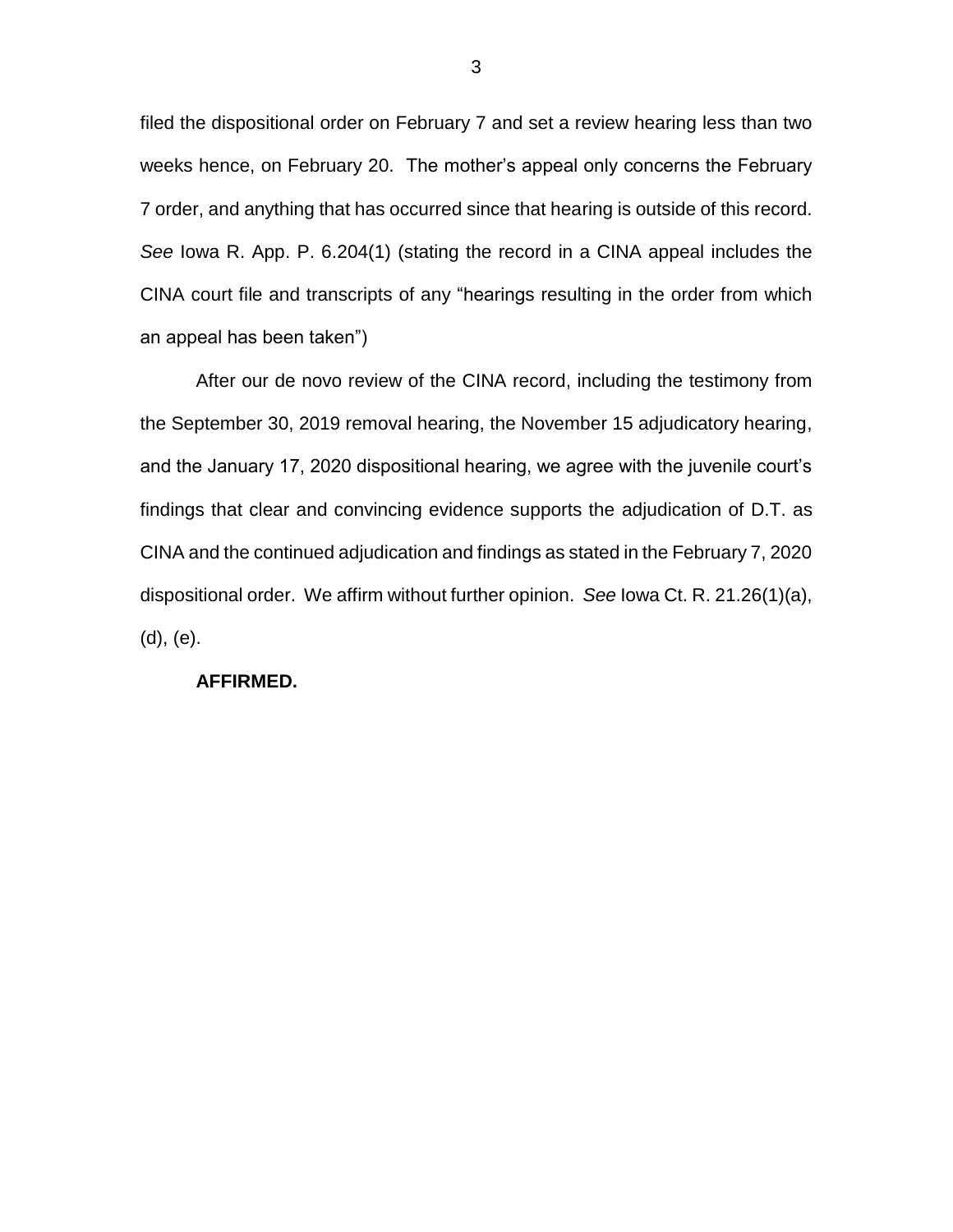filed the dispositional order on February 7 and set a review hearing less than two weeks hence, on February 20. The mother's appeal only concerns the February 7 order, and anything that has occurred since that hearing is outside of this record. *See* Iowa R. App. P. 6.204(1) (stating the record in a CINA appeal includes the CINA court file and transcripts of any "hearings resulting in the order from which an appeal has been taken")

After our de novo review of the CINA record, including the testimony from the September 30, 2019 removal hearing, the November 15 adjudicatory hearing, and the January 17, 2020 dispositional hearing, we agree with the juvenile court's findings that clear and convincing evidence supports the adjudication of D.T. as CINA and the continued adjudication and findings as stated in the February 7, 2020 dispositional order. We affirm without further opinion. *See* Iowa Ct. R. 21.26(1)(a), (d), (e).

**AFFIRMED.**